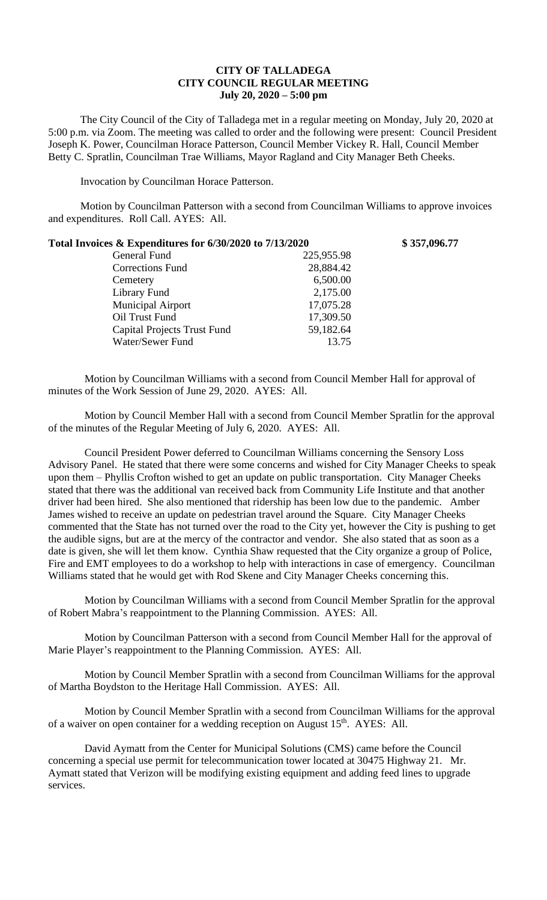**CITY OF TALLADEGA**
**CITY COUNCIL REGULAR MEETING**
**July 20, 2020 – 5:00 pm**

The City Council of the City of Talladega met in a regular meeting on Monday, July 20, 2020 at 5:00 p.m. via Zoom. The meeting was called to order and the following were present: Council President Joseph K. Power, Councilman Horace Patterson, Council Member Vickey R. Hall, Council Member Betty C. Spratlin, Councilman Trae Williams, Mayor Ragland and City Manager Beth Cheeks.

Invocation by Councilman Horace Patterson.

Motion by Councilman Patterson with a second from Councilman Williams to approve invoices and expenditures. Roll Call. AYES: All.

**Total Invoices & Expenditures for 6/30/2020 to 7/13/2020** **$ 357,096.77**

| | |
|---|---|
| General Fund | 225,955.98 |
| Corrections Fund | 28,884.42 |
| Cemetery | 6,500.00 |
| Library Fund | 2,175.00 |
| Municipal Airport | 17,075.28 |
| Oil Trust Fund | 17,309.50 |
| Capital Projects Trust Fund | 59,182.64 |
| Water/Sewer Fund | 13.75 |

Motion by Councilman Williams with a second from Council Member Hall for approval of minutes of the Work Session of June 29, 2020. AYES: All.

Motion by Council Member Hall with a second from Council Member Spratlin for the approval of the minutes of the Regular Meeting of July 6, 2020. AYES: All.

Council President Power deferred to Councilman Williams concerning the Sensory Loss Advisory Panel. He stated that there were some concerns and wished for City Manager Cheeks to speak upon them – Phyllis Crofton wished to get an update on public transportation. City Manager Cheeks stated that there was the additional van received back from Community Life Institute and that another driver had been hired. She also mentioned that ridership has been low due to the pandemic. Amber James wished to receive an update on pedestrian travel around the Square. City Manager Cheeks commented that the State has not turned over the road to the City yet, however the City is pushing to get the audible signs, but are at the mercy of the contractor and vendor. She also stated that as soon as a date is given, she will let them know. Cynthia Shaw requested that the City organize a group of Police, Fire and EMT employees to do a workshop to help with interactions in case of emergency. Councilman Williams stated that he would get with Rod Skene and City Manager Cheeks concerning this.

Motion by Councilman Williams with a second from Council Member Spratlin for the approval of Robert Mabra's reappointment to the Planning Commission. AYES: All.

Motion by Councilman Patterson with a second from Council Member Hall for the approval of Marie Player's reappointment to the Planning Commission. AYES: All.

Motion by Council Member Spratlin with a second from Councilman Williams for the approval of Martha Boydston to the Heritage Hall Commission. AYES: All.

Motion by Council Member Spratlin with a second from Councilman Williams for the approval of a waiver on open container for a wedding reception on August 15th. AYES: All.

David Aymatt from the Center for Municipal Solutions (CMS) came before the Council concerning a special use permit for telecommunication tower located at 30475 Highway 21. Mr. Aymatt stated that Verizon will be modifying existing equipment and adding feed lines to upgrade services.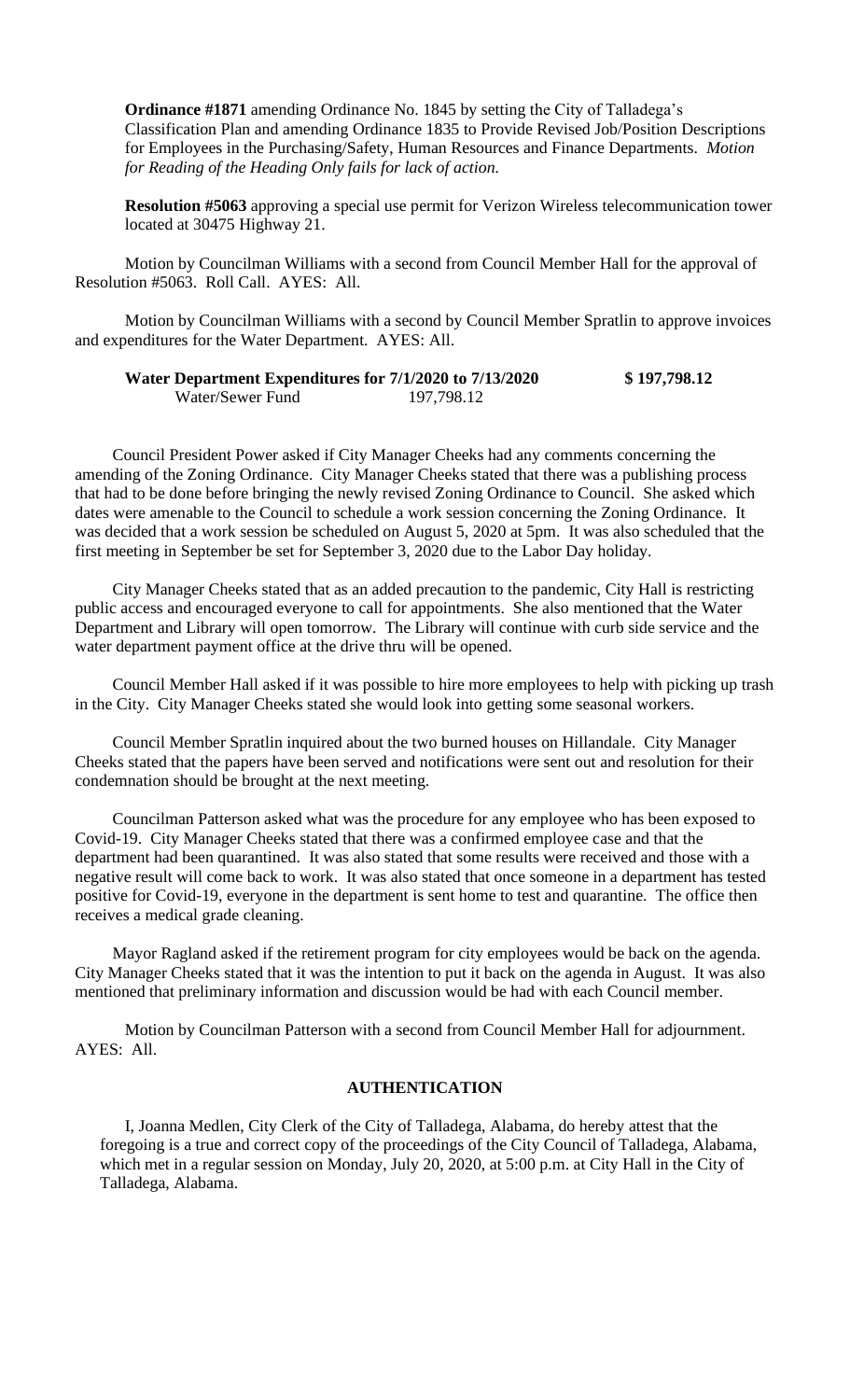**Ordinance #1871** amending Ordinance No. 1845 by setting the City of Talladega's Classification Plan and amending Ordinance 1835 to Provide Revised Job/Position Descriptions for Employees in the Purchasing/Safety, Human Resources and Finance Departments. *Motion for Reading of the Heading Only fails for lack of action.*

**Resolution #5063** approving a special use permit for Verizon Wireless telecommunication tower located at 30475 Highway 21.

Motion by Councilman Williams with a second from Council Member Hall for the approval of Resolution #5063. Roll Call. AYES: All.

Motion by Councilman Williams with a second by Council Member Spratlin to approve invoices and expenditures for the Water Department. AYES: All.

| | | |
|---|---|---|
| **Water Department Expenditures for 7/1/2020 to 7/13/2020** | | **$ 197,798.12** |
| Water/Sewer Fund | 197,798.12 | |

Council President Power asked if City Manager Cheeks had any comments concerning the amending of the Zoning Ordinance. City Manager Cheeks stated that there was a publishing process that had to be done before bringing the newly revised Zoning Ordinance to Council. She asked which dates were amenable to the Council to schedule a work session concerning the Zoning Ordinance. It was decided that a work session be scheduled on August 5, 2020 at 5pm. It was also scheduled that the first meeting in September be set for September 3, 2020 due to the Labor Day holiday.

City Manager Cheeks stated that as an added precaution to the pandemic, City Hall is restricting public access and encouraged everyone to call for appointments. She also mentioned that the Water Department and Library will open tomorrow. The Library will continue with curb side service and the water department payment office at the drive thru will be opened.

Council Member Hall asked if it was possible to hire more employees to help with picking up trash in the City. City Manager Cheeks stated she would look into getting some seasonal workers.

Council Member Spratlin inquired about the two burned houses on Hillandale. City Manager Cheeks stated that the papers have been served and notifications were sent out and resolution for their condemnation should be brought at the next meeting.

Councilman Patterson asked what was the procedure for any employee who has been exposed to Covid-19. City Manager Cheeks stated that there was a confirmed employee case and that the department had been quarantined. It was also stated that some results were received and those with a negative result will come back to work. It was also stated that once someone in a department has tested positive for Covid-19, everyone in the department is sent home to test and quarantine. The office then receives a medical grade cleaning.

Mayor Ragland asked if the retirement program for city employees would be back on the agenda. City Manager Cheeks stated that it was the intention to put it back on the agenda in August. It was also mentioned that preliminary information and discussion would be had with each Council member.

Motion by Councilman Patterson with a second from Council Member Hall for adjournment. AYES: All.

## AUTHENTICATION

I, Joanna Medlen, City Clerk of the City of Talladega, Alabama, do hereby attest that the foregoing is a true and correct copy of the proceedings of the City Council of Talladega, Alabama, which met in a regular session on Monday, July 20, 2020, at 5:00 p.m. at City Hall in the City of Talladega, Alabama.